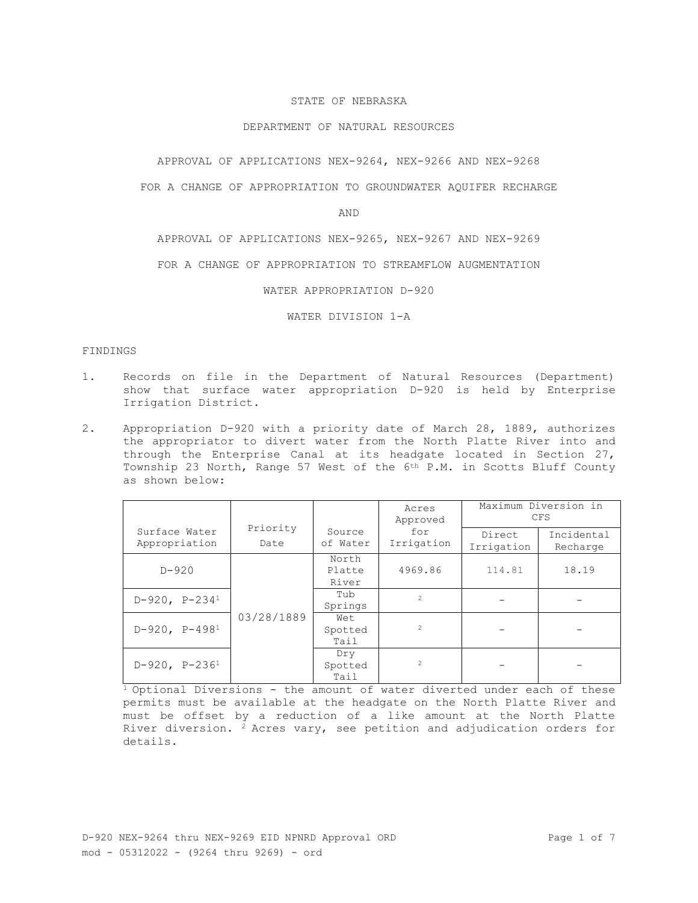STATE OF NEBRASKA

DEPARTMENT OF NATURAL RESOURCES

APPROVAL OF APPLICATIONS NEX-9264, NEX-9266 AND NEX-9268

FOR A CHANGE OF APPROPRIATION TO GROUNDWATER AQUIFER RECHARGE

AND

APPROVAL OF APPLICATIONS NEX-9265, NEX-9267 AND NEX-9269

FOR A CHANGE OF APPROPRIATION TO STREAMFLOW AUGMENTATION

WATER APPROPRIATION D-920

WATER DIVISION 1-A

FINDINGS

1. Records on file in the Department of Natural Resources (Department) show that surface water appropriation D-920 is held by Enterprise Irrigation District.

2. Appropriation D-920 with a priority date of March 28, 1889, authorizes the appropriator to divert water from the North Platte River into and through the Enterprise Canal at its headgate located in Section 27, Township 23 North, Range 57 West of the 6th P.M. in Scotts Bluff County as shown below:

| Surface Water Appropriation | Priority Date | Source of Water | Acres Approved for Irrigation | Maximum Diversion in CFS | |
|---|---|---|---|---|---|
| | | | | Direct Irrigation | Incidental Recharge |
| D-920 | 03/28/1889 | North Platte River | 4969.86 | 114.81 | 18.19 |
| D-920, P-234[1] | | Tub Springs | [2] | - | - |
| D-920, P-498[1] | | Wet Spotted Tail | [2] | - | - |
| D-920, P-236[1] | | Dry Spotted Tail | [2] | - | - |

[1] Optional Diversions - the amount of water diverted under each of these permits must be available at the headgate on the North Platte River and must be offset by a reduction of a like amount at the North Platte River diversion. [2] Acres vary, see petition and adjudication orders for details.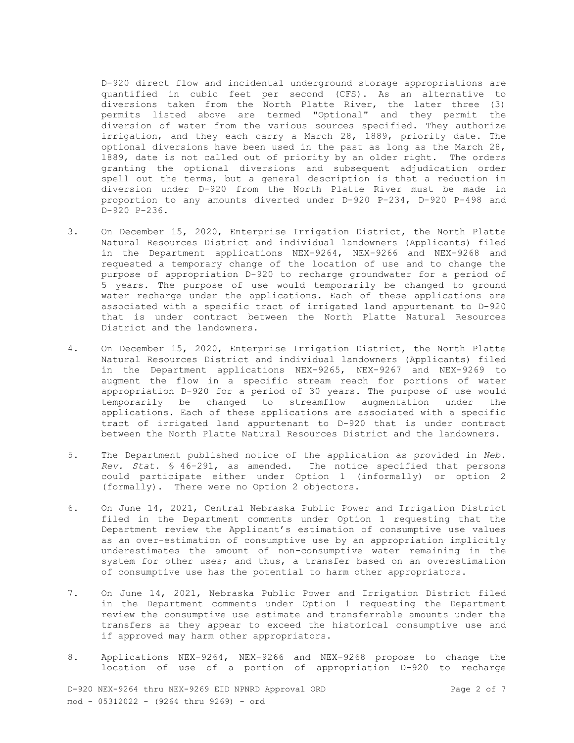D-920 direct flow and incidental underground storage appropriations are quantified in cubic feet per second (CFS). As an alternative to diversions taken from the North Platte River, the later three (3) permits listed above are termed "Optional" and they permit the diversion of water from the various sources specified. They authorize irrigation, and they each carry a March 28, 1889, priority date. The optional diversions have been used in the past as long as the March 28, 1889, date is not called out of priority by an older right. The orders granting the optional diversions and subsequent adjudication order spell out the terms, but a general description is that a reduction in diversion under D-920 from the North Platte River must be made in proportion to any amounts diverted under D-920 P-234, D-920 P-498 and D-920 P-236.

3. On December 15, 2020, Enterprise Irrigation District, the North Platte Natural Resources District and individual landowners (Applicants) filed in the Department applications NEX-9264, NEX-9266 and NEX-9268 and requested a temporary change of the location of use and to change the purpose of appropriation D-920 to recharge groundwater for a period of 5 years. The purpose of use would temporarily be changed to ground water recharge under the applications. Each of these applications are associated with a specific tract of irrigated land appurtenant to D-920 that is under contract between the North Platte Natural Resources District and the landowners.

4. On December 15, 2020, Enterprise Irrigation District, the North Platte Natural Resources District and individual landowners (Applicants) filed in the Department applications NEX-9265, NEX-9267 and NEX-9269 to augment the flow in a specific stream reach for portions of water appropriation D-920 for a period of 30 years. The purpose of use would temporarily be changed to streamflow augmentation under the applications. Each of these applications are associated with a specific tract of irrigated land appurtenant to D-920 that is under contract between the North Platte Natural Resources District and the landowners.

5. The Department published notice of the application as provided in *Neb. Rev. Stat.* § 46-291, as amended. The notice specified that persons could participate either under Option 1 (informally) or option 2 (formally). There were no Option 2 objectors.

6. On June 14, 2021, Central Nebraska Public Power and Irrigation District filed in the Department comments under Option 1 requesting that the Department review the Applicant's estimation of consumptive use values as an over-estimation of consumptive use by an appropriation implicitly underestimates the amount of non-consumptive water remaining in the system for other uses; and thus, a transfer based on an overestimation of consumptive use has the potential to harm other appropriators.

7. On June 14, 2021, Nebraska Public Power and Irrigation District filed in the Department comments under Option 1 requesting the Department review the consumptive use estimate and transferrable amounts under the transfers as they appear to exceed the historical consumptive use and if approved may harm other appropriators.

8. Applications NEX-9264, NEX-9266 and NEX-9268 propose to change the location of use of a portion of appropriation D-920 to recharge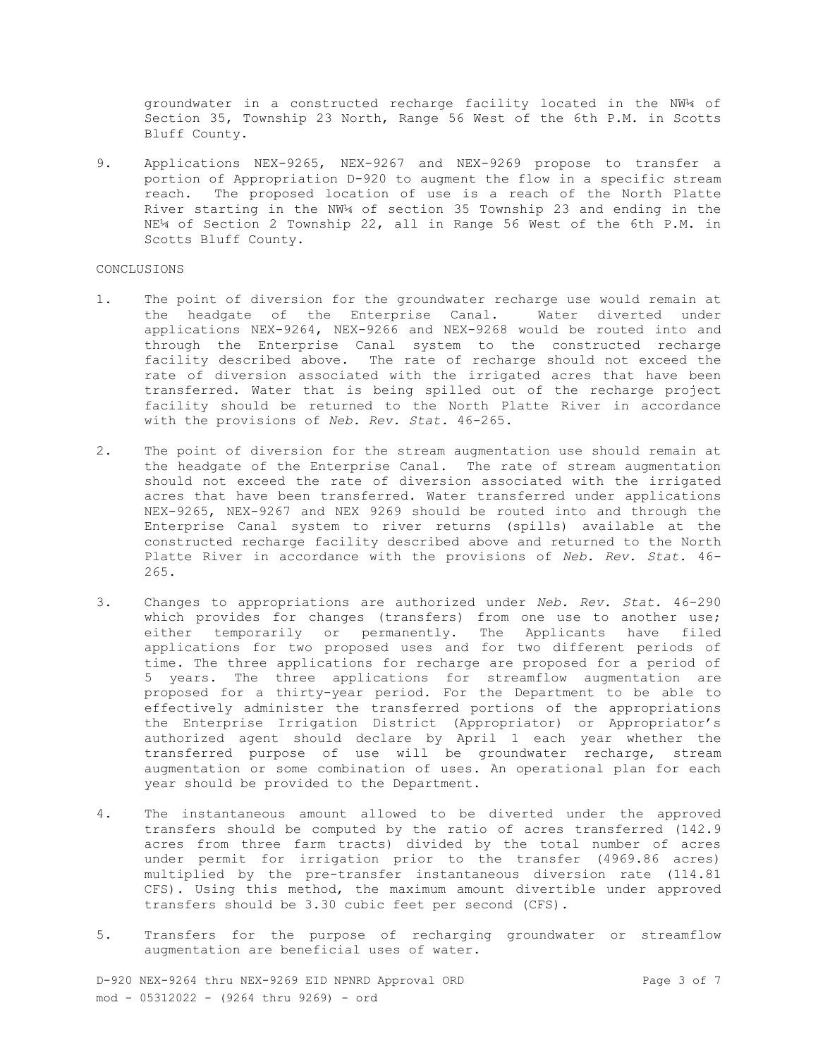groundwater in a constructed recharge facility located in the NW¼ of Section 35, Township 23 North, Range 56 West of the 6th P.M. in Scotts Bluff County.

9. Applications NEX-9265, NEX-9267 and NEX-9269 propose to transfer a portion of Appropriation D-920 to augment the flow in a specific stream reach. The proposed location of use is a reach of the North Platte River starting in the NW¼ of section 35 Township 23 and ending in the NE¼ of Section 2 Township 22, all in Range 56 West of the 6th P.M. in Scotts Bluff County.

CONCLUSIONS

1. The point of diversion for the groundwater recharge use would remain at the headgate of the Enterprise Canal. Water diverted under applications NEX-9264, NEX-9266 and NEX-9268 would be routed into and through the Enterprise Canal system to the constructed recharge facility described above. The rate of recharge should not exceed the rate of diversion associated with the irrigated acres that have been transferred. Water that is being spilled out of the recharge project facility should be returned to the North Platte River in accordance with the provisions of *Neb. Rev. Stat.* 46-265.

2. The point of diversion for the stream augmentation use should remain at the headgate of the Enterprise Canal. The rate of stream augmentation should not exceed the rate of diversion associated with the irrigated acres that have been transferred. Water transferred under applications NEX-9265, NEX-9267 and NEX 9269 should be routed into and through the Enterprise Canal system to river returns (spills) available at the constructed recharge facility described above and returned to the North Platte River in accordance with the provisions of *Neb. Rev. Stat.* 46-265.

3. Changes to appropriations are authorized under *Neb. Rev. Stat.* 46-290 which provides for changes (transfers) from one use to another use; either temporarily or permanently. The Applicants have filed applications for two proposed uses and for two different periods of time. The three applications for recharge are proposed for a period of 5 years. The three applications for streamflow augmentation are proposed for a thirty-year period. For the Department to be able to effectively administer the transferred portions of the appropriations the Enterprise Irrigation District (Appropriator) or Appropriator's authorized agent should declare by April 1 each year whether the transferred purpose of use will be groundwater recharge, stream augmentation or some combination of uses. An operational plan for each year should be provided to the Department.

4. The instantaneous amount allowed to be diverted under the approved transfers should be computed by the ratio of acres transferred (142.9 acres from three farm tracts) divided by the total number of acres under permit for irrigation prior to the transfer (4969.86 acres) multiplied by the pre-transfer instantaneous diversion rate (114.81 CFS). Using this method, the maximum amount divertible under approved transfers should be 3.30 cubic feet per second (CFS).

5. Transfers for the purpose of recharging groundwater or streamflow augmentation are beneficial uses of water.

D-920 NEX-9264 thru NEX-9269 EID NPNRD Approval ORD
mod - 05312022 - (9264 thru 9269) - ord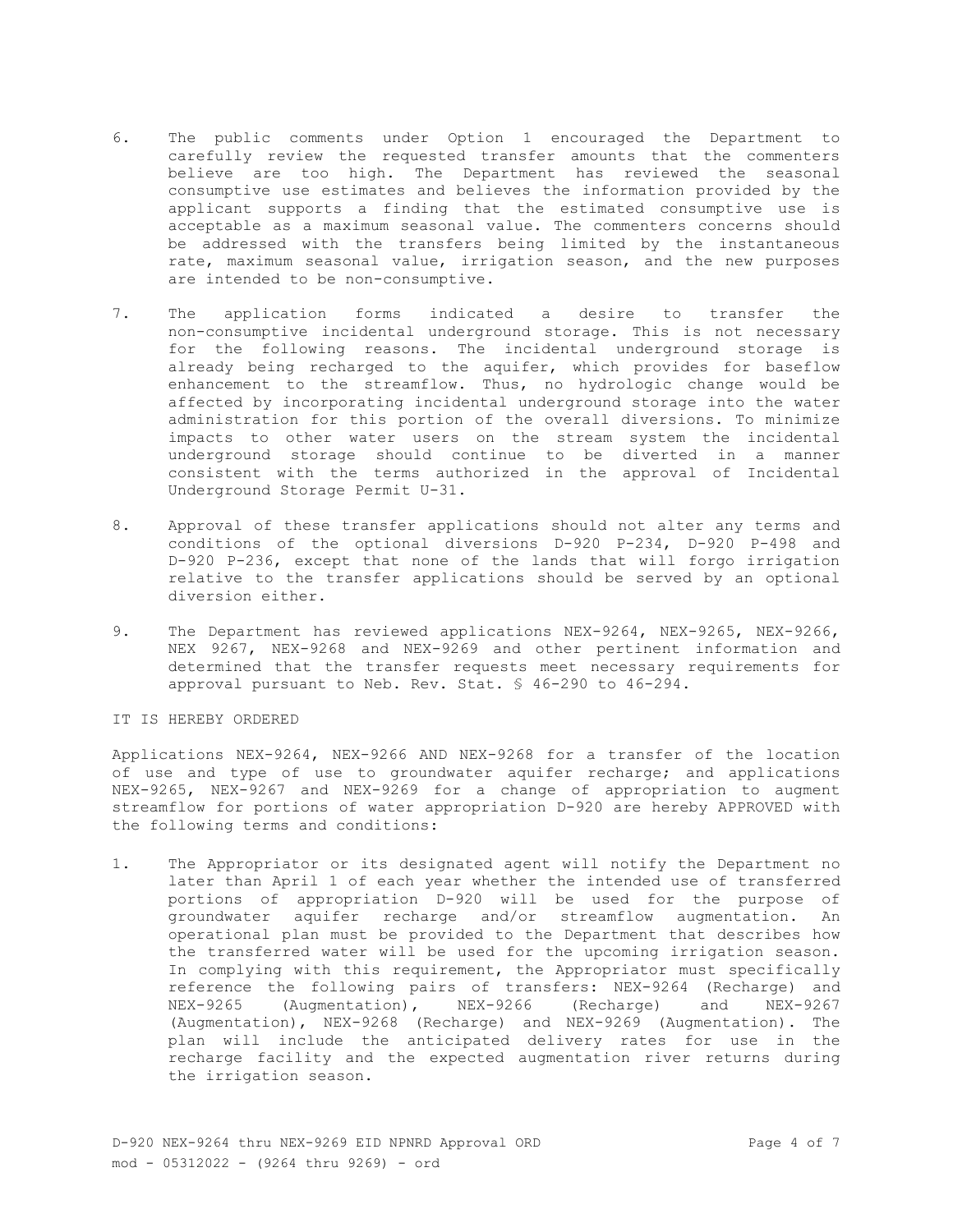6. The public comments under Option 1 encouraged the Department to carefully review the requested transfer amounts that the commenters believe are too high. The Department has reviewed the seasonal consumptive use estimates and believes the information provided by the applicant supports a finding that the estimated consumptive use is acceptable as a maximum seasonal value. The commenters concerns should be addressed with the transfers being limited by the instantaneous rate, maximum seasonal value, irrigation season, and the new purposes are intended to be non-consumptive.

7. The application forms indicated a desire to transfer the non-consumptive incidental underground storage. This is not necessary for the following reasons. The incidental underground storage is already being recharged to the aquifer, which provides for baseflow enhancement to the streamflow. Thus, no hydrologic change would be affected by incorporating incidental underground storage into the water administration for this portion of the overall diversions. To minimize impacts to other water users on the stream system the incidental underground storage should continue to be diverted in a manner consistent with the terms authorized in the approval of Incidental Underground Storage Permit U-31.

8. Approval of these transfer applications should not alter any terms and conditions of the optional diversions D-920 P-234, D-920 P-498 and D-920 P-236, except that none of the lands that will forgo irrigation relative to the transfer applications should be served by an optional diversion either.

9. The Department has reviewed applications NEX-9264, NEX-9265, NEX-9266, NEX 9267, NEX-9268 and NEX-9269 and other pertinent information and determined that the transfer requests meet necessary requirements for approval pursuant to Neb. Rev. Stat. § 46-290 to 46-294.

IT IS HEREBY ORDERED

Applications NEX-9264, NEX-9266 AND NEX-9268 for a transfer of the location of use and type of use to groundwater aquifer recharge; and applications NEX-9265, NEX-9267 and NEX-9269 for a change of appropriation to augment streamflow for portions of water appropriation D-920 are hereby APPROVED with the following terms and conditions:

1. The Appropriator or its designated agent will notify the Department no later than April 1 of each year whether the intended use of transferred portions of appropriation D-920 will be used for the purpose of groundwater aquifer recharge and/or streamflow augmentation. An operational plan must be provided to the Department that describes how the transferred water will be used for the upcoming irrigation season. In complying with this requirement, the Appropriator must specifically reference the following pairs of transfers: NEX-9264 (Recharge) and NEX-9265 (Augmentation), NEX-9266 (Recharge) and NEX-9267 (Augmentation), NEX-9268 (Recharge) and NEX-9269 (Augmentation). The plan will include the anticipated delivery rates for use in the recharge facility and the expected augmentation river returns during the irrigation season.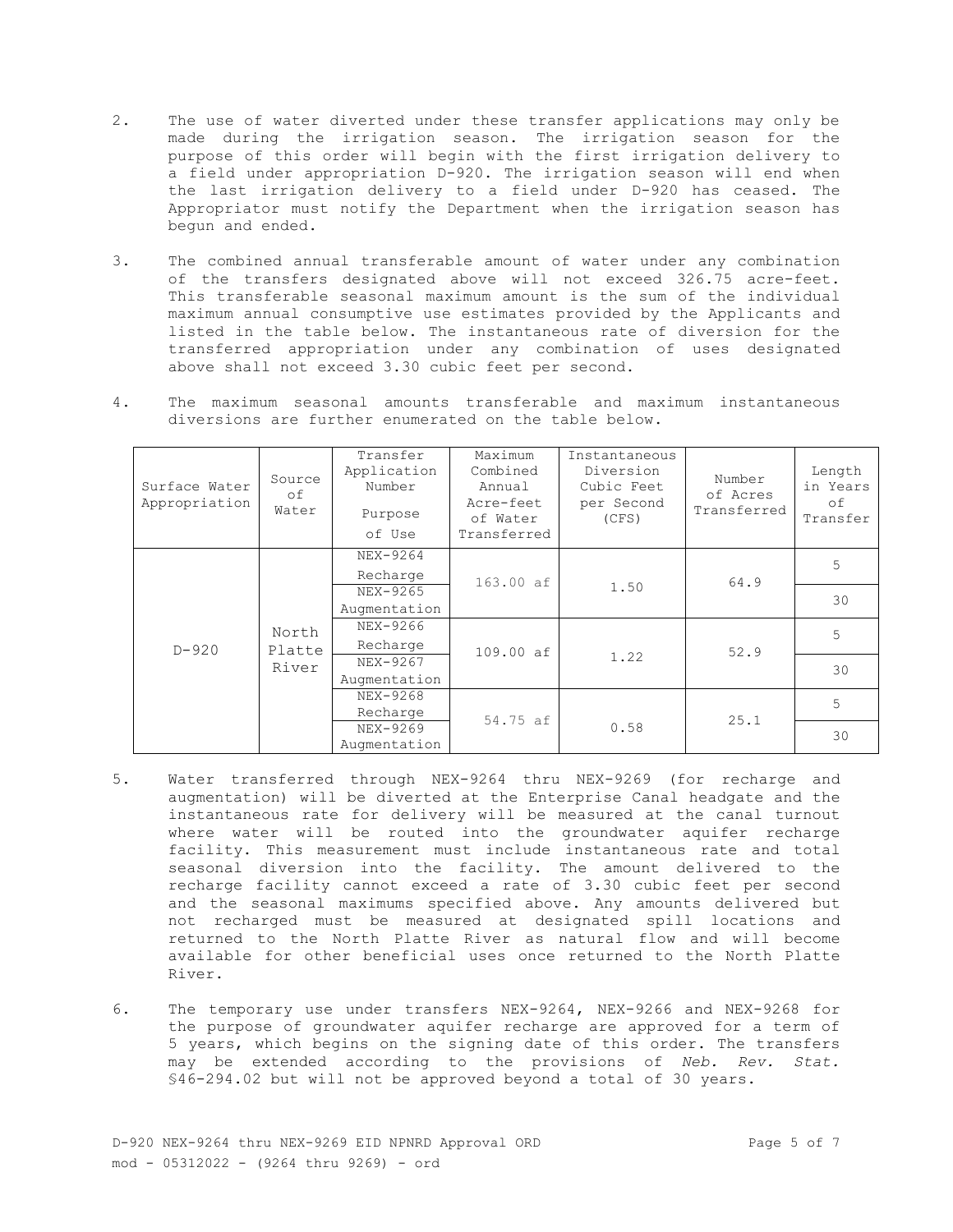2. The use of water diverted under these transfer applications may only be made during the irrigation season. The irrigation season for the purpose of this order will begin with the first irrigation delivery to a field under appropriation D-920. The irrigation season will end when the last irrigation delivery to a field under D-920 has ceased. The Appropriator must notify the Department when the irrigation season has begun and ended.

3. The combined annual transferable amount of water under any combination of the transfers designated above will not exceed 326.75 acre-feet. This transferable seasonal maximum amount is the sum of the individual maximum annual consumptive use estimates provided by the Applicants and listed in the table below. The instantaneous rate of diversion for the transferred appropriation under any combination of uses designated above shall not exceed 3.30 cubic feet per second.

4. The maximum seasonal amounts transferable and maximum instantaneous diversions are further enumerated on the table below.

| Surface Water Appropriation | Source of Water | Transfer Application Number<br>Purpose of Use | Maximum Combined Annual Acre-feet of Water Transferred | Instantaneous Diversion Cubic Feet per Second (CFS) | Number of Acres Transferred | Length in Years of Transfer |
|---|---|---|---|---|---|---|
| D-920 | North Platte River | NEX-9264<br>Recharge | 163.00 af | 1.50 | 64.9 | 5 |
| | | NEX-9265<br>Augmentation | | | | 30 |
| | | NEX-9266<br>Recharge | 109.00 af | 1.22 | 52.9 | 5 |
| | | NEX-9267<br>Augmentation | | | | 30 |
| | | NEX-9268<br>Recharge | 54.75 af | 0.58 | 25.1 | 5 |
| | | NEX-9269<br>Augmentation | | | | 30 |

5. Water transferred through NEX-9264 thru NEX-9269 (for recharge and augmentation) will be diverted at the Enterprise Canal headgate and the instantaneous rate for delivery will be measured at the canal turnout where water will be routed into the groundwater aquifer recharge facility. This measurement must include instantaneous rate and total seasonal diversion into the facility. The amount delivered to the recharge facility cannot exceed a rate of 3.30 cubic feet per second and the seasonal maximums specified above. Any amounts delivered but not recharged must be measured at designated spill locations and returned to the North Platte River as natural flow and will become available for other beneficial uses once returned to the North Platte River.

6. The temporary use under transfers NEX-9264, NEX-9266 and NEX-9268 for the purpose of groundwater aquifer recharge are approved for a term of 5 years, which begins on the signing date of this order. The transfers may be extended according to the provisions of *Neb. Rev. Stat.* §46-294.02 but will not be approved beyond a total of 30 years.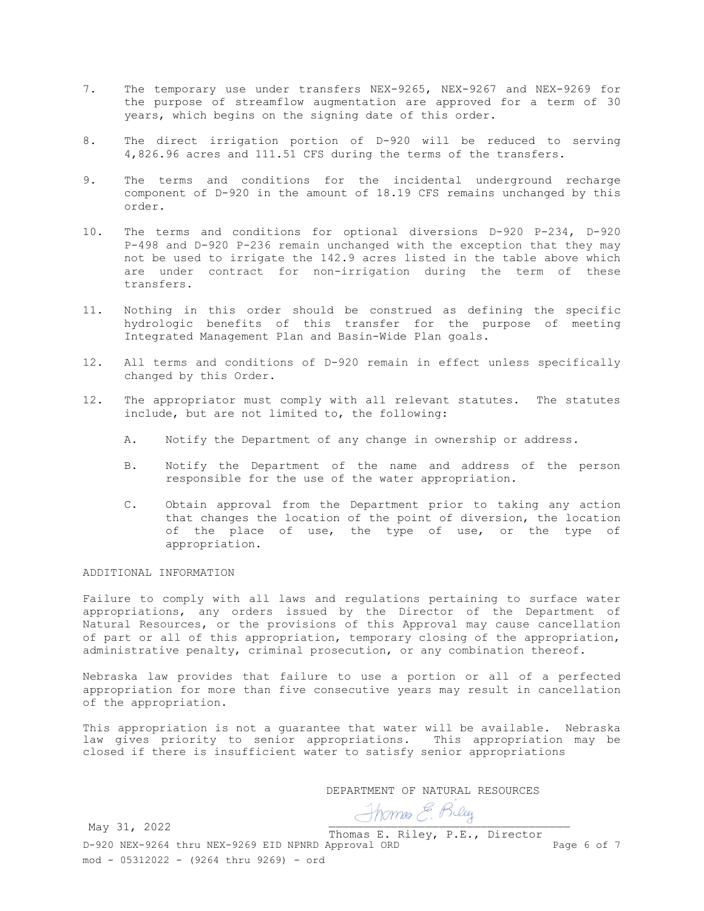7. The temporary use under transfers NEX-9265, NEX-9267 and NEX-9269 for the purpose of streamflow augmentation are approved for a term of 30 years, which begins on the signing date of this order.

8. The direct irrigation portion of D-920 will be reduced to serving 4,826.96 acres and 111.51 CFS during the terms of the transfers.

9. The terms and conditions for the incidental underground recharge component of D-920 in the amount of 18.19 CFS remains unchanged by this order.

10. The terms and conditions for optional diversions D-920 P-234, D-920 P-498 and D-920 P-236 remain unchanged with the exception that they may not be used to irrigate the 142.9 acres listed in the table above which are under contract for non-irrigation during the term of these transfers.

11. Nothing in this order should be construed as defining the specific hydrologic benefits of this transfer for the purpose of meeting Integrated Management Plan and Basin-Wide Plan goals.

12. All terms and conditions of D-920 remain in effect unless specifically changed by this Order.

12. The appropriator must comply with all relevant statutes. The statutes include, but are not limited to, the following:

    A. Notify the Department of any change in ownership or address.

    B. Notify the Department of the name and address of the person responsible for the use of the water appropriation.

    C. Obtain approval from the Department prior to taking any action that changes the location of the point of diversion, the location of the place of use, the type of use, or the type of appropriation.

ADDITIONAL INFORMATION

Failure to comply with all laws and regulations pertaining to surface water appropriations, any orders issued by the Director of the Department of Natural Resources, or the provisions of this Approval may cause cancellation of part or all of this appropriation, temporary closing of the appropriation, administrative penalty, criminal prosecution, or any combination thereof.

Nebraska law provides that failure to use a portion or all of a perfected appropriation for more than five consecutive years may result in cancellation of the appropriation.

This appropriation is not a guarantee that water will be available. Nebraska law gives priority to senior appropriations. This appropriation may be closed if there is insufficient water to satisfy senior appropriations

DEPARTMENT OF NATURAL RESOURCES

May 31, 2022

Thomas E. Riley, P.E., Director

D-920 NEX-9264 thru NEX-9269 EID NPNRD Approval ORD

mod - 05312022 - (9264 thru 9269) - ord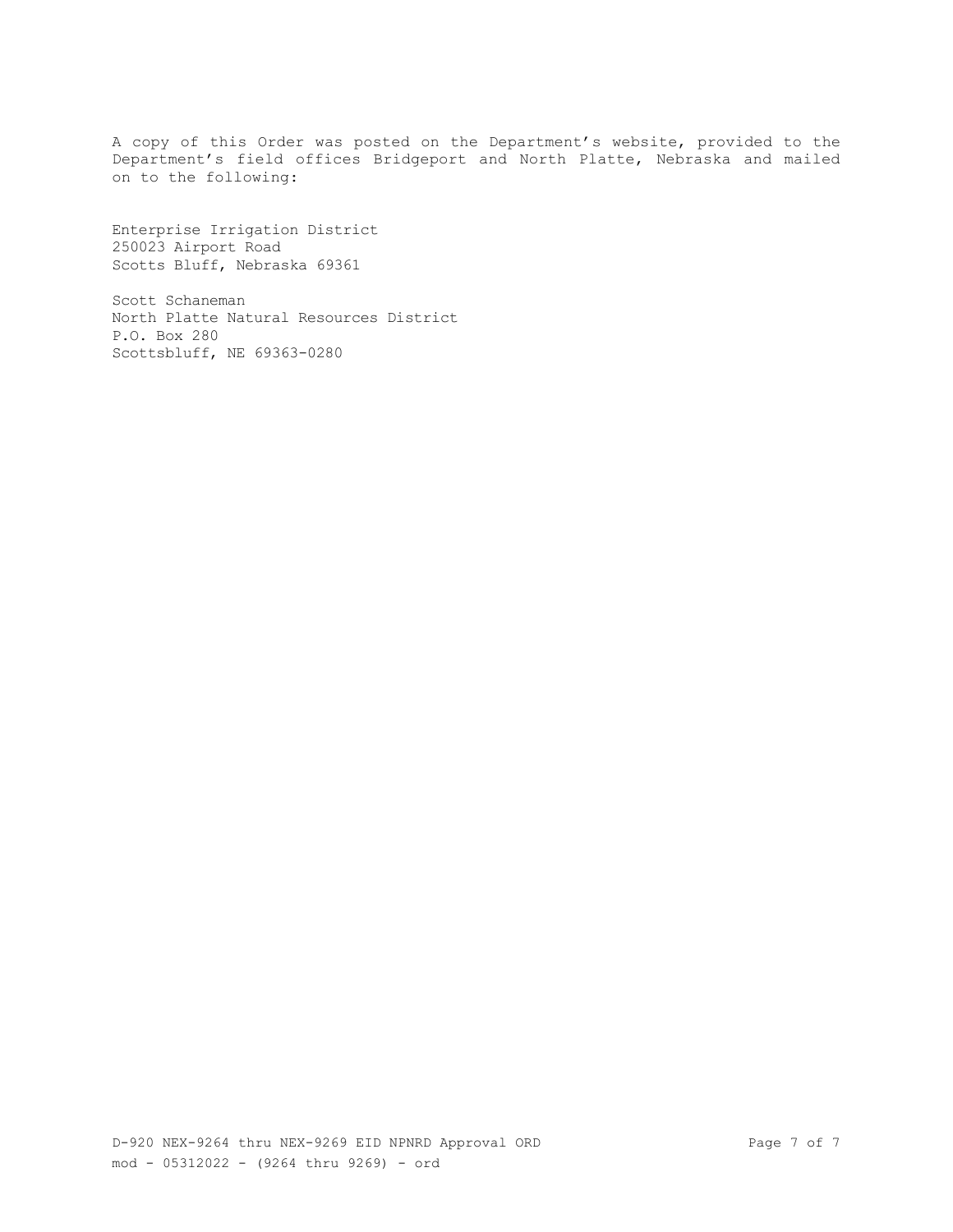A copy of this Order was posted on the Department's website, provided to the Department's field offices Bridgeport and North Platte, Nebraska and mailed on to the following:

Enterprise Irrigation District
250023 Airport Road
Scotts Bluff, Nebraska 69361

Scott Schaneman
North Platte Natural Resources District
P.O. Box 280
Scottsbluff, NE 69363-0280